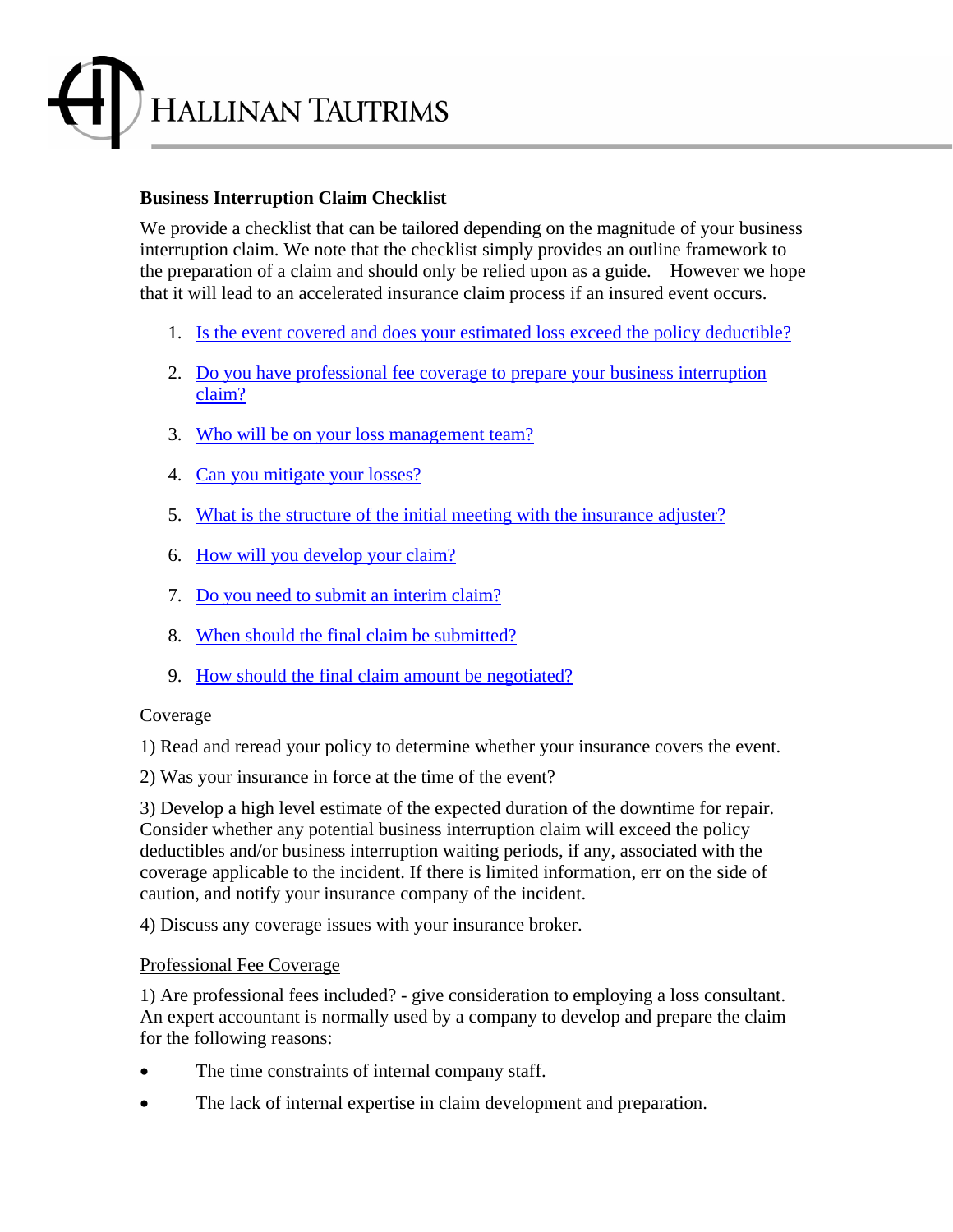HALLINAN TAUTRIMS

**Business Interruption Claim Checklist**

We provide a checklist that can be tailored depending on the magnitude of your business interruption claim. We note that the checklist simply provides an outline framework to the preparation of a claim and should only be relied upon as a guide. However we hope that it will lead to an accelerated insurance claim process if an insured event occurs.

1. Is the event covered and does your estimated loss exceed the policy deductible?
2. Do you have professional fee coverage to prepare your business interruption claim?
3. Who will be on your loss management team?
4. Can you mitigate your losses?
5. What is the structure of the initial meeting with the insurance adjuster?
6. How will you develop your claim?
7. Do you need to submit an interim claim?
8. When should the final claim be submitted?
9. How should the final claim amount be negotiated?

Coverage

1) Read and reread your policy to determine whether your insurance covers the event.

2) Was your insurance in force at the time of the event?

3) Develop a high level estimate of the expected duration of the downtime for repair. Consider whether any potential business interruption claim will exceed the policy deductibles and/or business interruption waiting periods, if any, associated with the coverage applicable to the incident. If there is limited information, err on the side of caution, and notify your insurance company of the incident.

4) Discuss any coverage issues with your insurance broker.

Professional Fee Coverage

1) Are professional fees included? - give consideration to employing a loss consultant. An expert accountant is normally used by a company to develop and prepare the claim for the following reasons:

- The time constraints of internal company staff.
- The lack of internal expertise in claim development and preparation.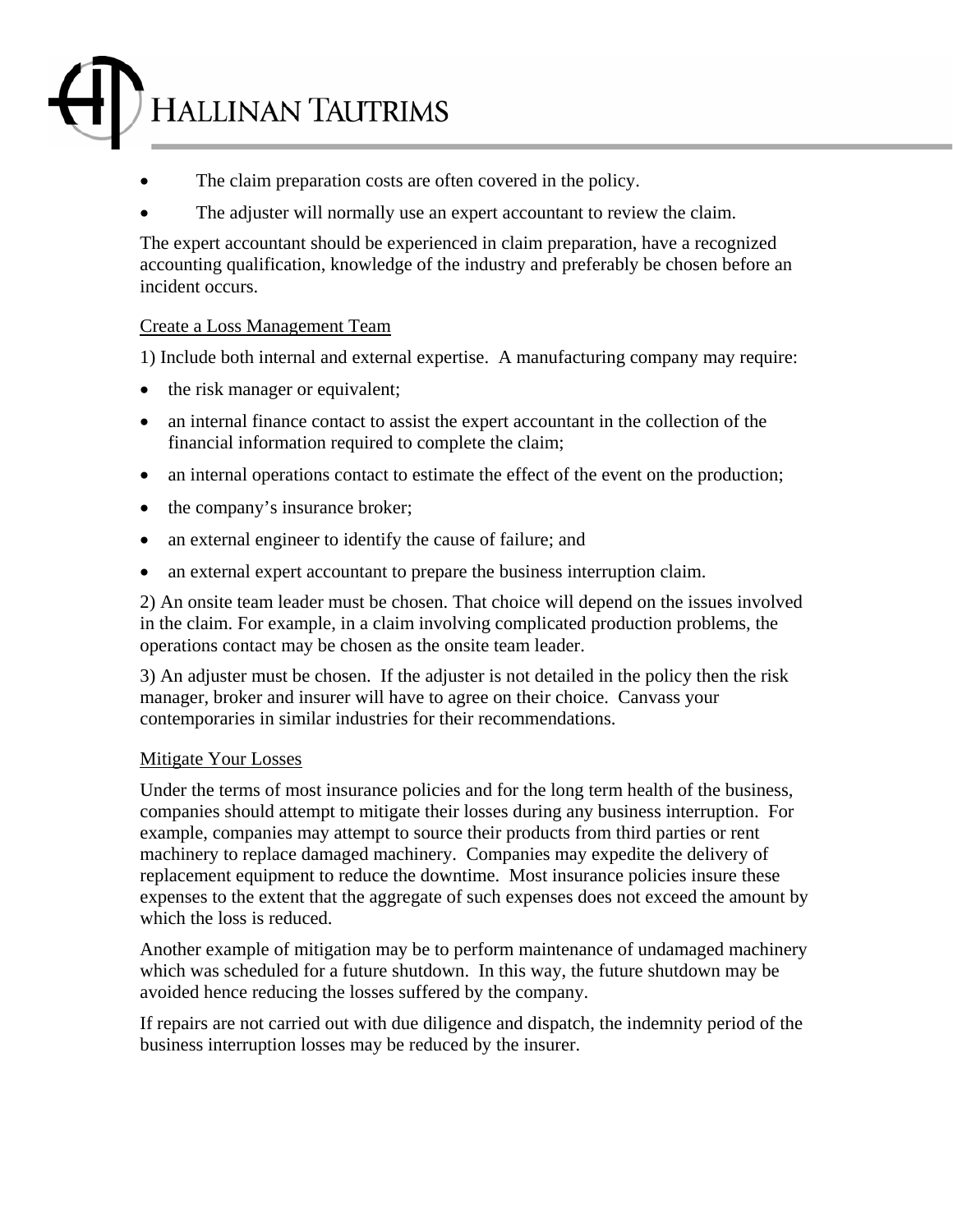- The claim preparation costs are often covered in the policy.
- The adjuster will normally use an expert accountant to review the claim.

The expert accountant should be experienced in claim preparation, have a recognized accounting qualification, knowledge of the industry and preferably be chosen before an incident occurs.

Create a Loss Management Team

1) Include both internal and external expertise. A manufacturing company may require:

- the risk manager or equivalent;
- an internal finance contact to assist the expert accountant in the collection of the financial information required to complete the claim;
- an internal operations contact to estimate the effect of the event on the production;
- the company's insurance broker;
- an external engineer to identify the cause of failure; and
- an external expert accountant to prepare the business interruption claim.

2) An onsite team leader must be chosen. That choice will depend on the issues involved in the claim. For example, in a claim involving complicated production problems, the operations contact may be chosen as the onsite team leader.

3) An adjuster must be chosen. If the adjuster is not detailed in the policy then the risk manager, broker and insurer will have to agree on their choice. Canvass your contemporaries in similar industries for their recommendations.

Mitigate Your Losses

Under the terms of most insurance policies and for the long term health of the business, companies should attempt to mitigate their losses during any business interruption. For example, companies may attempt to source their products from third parties or rent machinery to replace damaged machinery. Companies may expedite the delivery of replacement equipment to reduce the downtime. Most insurance policies insure these expenses to the extent that the aggregate of such expenses does not exceed the amount by which the loss is reduced.

Another example of mitigation may be to perform maintenance of undamaged machinery which was scheduled for a future shutdown. In this way, the future shutdown may be avoided hence reducing the losses suffered by the company.

If repairs are not carried out with due diligence and dispatch, the indemnity period of the business interruption losses may be reduced by the insurer.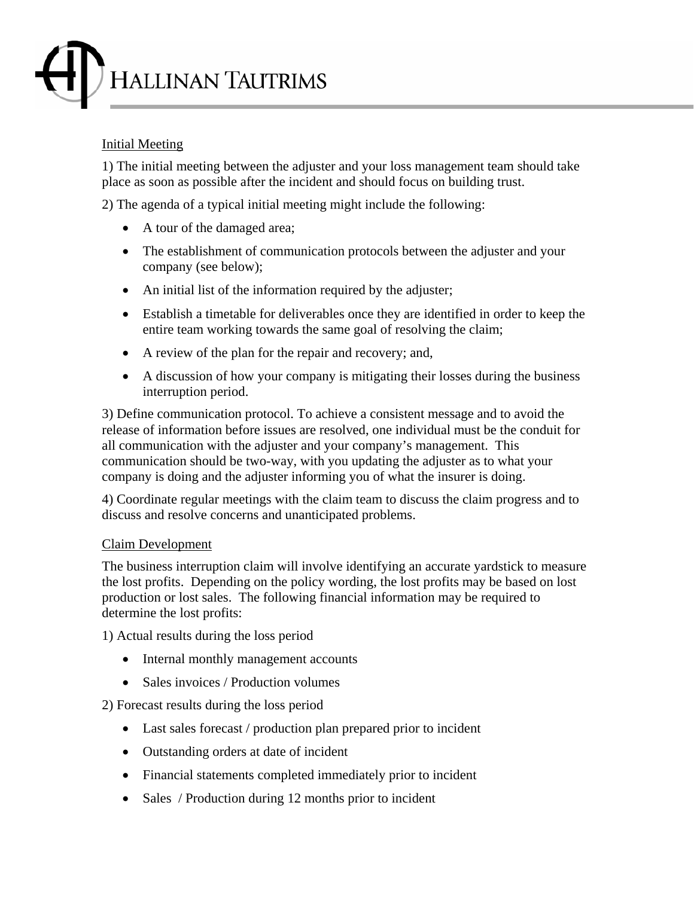Initial Meeting

1) The initial meeting between the adjuster and your loss management team should take place as soon as possible after the incident and should focus on building trust.

2) The agenda of a typical initial meeting might include the following:

- A tour of the damaged area;
- The establishment of communication protocols between the adjuster and your company (see below);
- An initial list of the information required by the adjuster;
- Establish a timetable for deliverables once they are identified in order to keep the entire team working towards the same goal of resolving the claim;
- A review of the plan for the repair and recovery; and,
- A discussion of how your company is mitigating their losses during the business interruption period.

3) Define communication protocol. To achieve a consistent message and to avoid the release of information before issues are resolved, one individual must be the conduit for all communication with the adjuster and your company's management. This communication should be two-way, with you updating the adjuster as to what your company is doing and the adjuster informing you of what the insurer is doing.

4) Coordinate regular meetings with the claim team to discuss the claim progress and to discuss and resolve concerns and unanticipated problems.

Claim Development

The business interruption claim will involve identifying an accurate yardstick to measure the lost profits. Depending on the policy wording, the lost profits may be based on lost production or lost sales. The following financial information may be required to determine the lost profits:

1) Actual results during the loss period

- Internal monthly management accounts
- Sales invoices / Production volumes

2) Forecast results during the loss period

- Last sales forecast / production plan prepared prior to incident
- Outstanding orders at date of incident
- Financial statements completed immediately prior to incident
- Sales / Production during 12 months prior to incident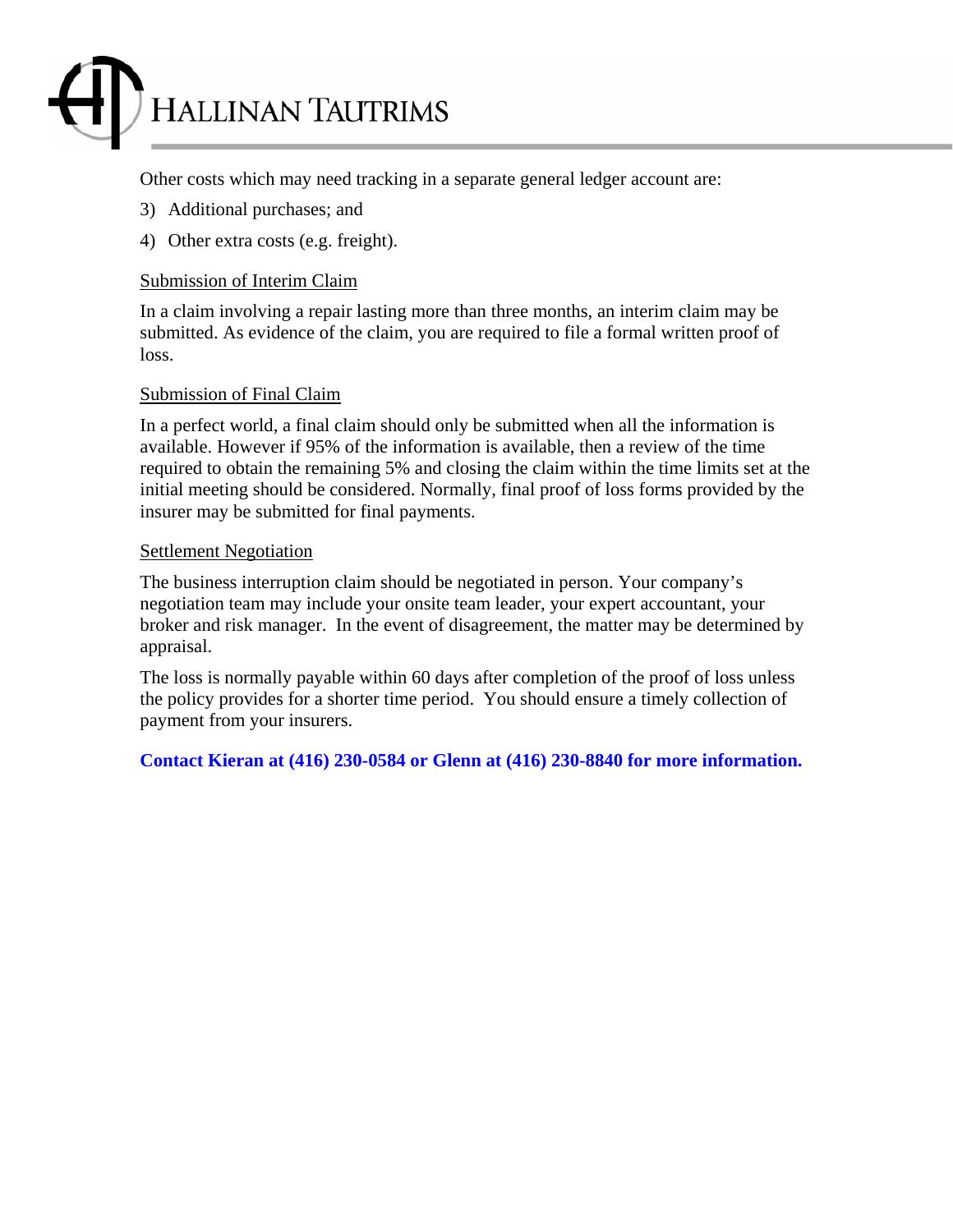Other costs which may need tracking in a separate general ledger account are:

3) Additional purchases; and

4) Other extra costs (e.g. freight).

Submission of Interim Claim

In a claim involving a repair lasting more than three months, an interim claim may be submitted. As evidence of the claim, you are required to file a formal written proof of loss.

Submission of Final Claim

In a perfect world, a final claim should only be submitted when all the information is available. However if 95% of the information is available, then a review of the time required to obtain the remaining 5% and closing the claim within the time limits set at the initial meeting should be considered. Normally, final proof of loss forms provided by the insurer may be submitted for final payments.

Settlement Negotiation

The business interruption claim should be negotiated in person. Your company's negotiation team may include your onsite team leader, your expert accountant, your broker and risk manager. In the event of disagreement, the matter may be determined by appraisal.

The loss is normally payable within 60 days after completion of the proof of loss unless the policy provides for a shorter time period. You should ensure a timely collection of payment from your insurers.

**Contact Kieran at (416) 230-0584 or Glenn at (416) 230-8840 for more information.**